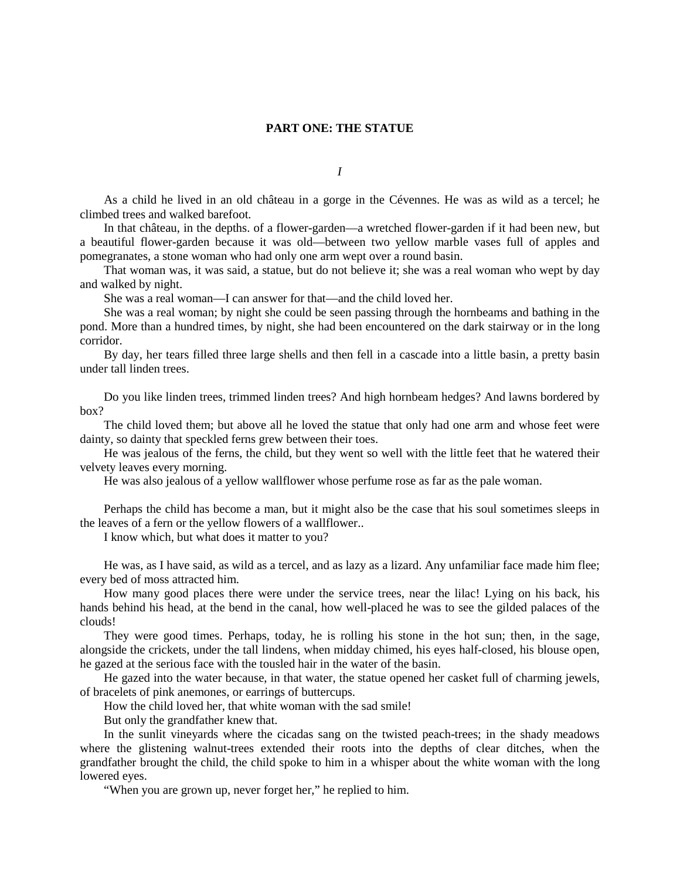## PART ONE: THE STATUE

### *I*

As a child he lived in an old château in a gorge in the Cévennes. He was as wild as a tercel; he climbed trees and walked barefoot.

In that château, in the depths. of a flower-garden—a wretched flower-garden if it had been new, but a beautiful flower-garden because it was old—between two yellow marble vases full of apples and pomegranates, a stone woman who had only one arm wept over a round basin.

That woman was, it was said, a statue, but do not believe it; she was a real woman who wept by day and walked by night.

She was a real woman—I can answer for that—and the child loved her.

She was a real woman; by night she could be seen passing through the hornbeams and bathing in the pond. More than a hundred times, by night, she had been encountered on the dark stairway or in the long corridor.

By day, her tears filled three large shells and then fell in a cascade into a little basin, a pretty basin under tall linden trees.

Do you like linden trees, trimmed linden trees? And high hornbeam hedges? And lawns bordered by box?

The child loved them; but above all he loved the statue that only had one arm and whose feet were dainty, so dainty that speckled ferns grew between their toes.

He was jealous of the ferns, the child, but they went so well with the little feet that he watered their velvety leaves every morning.

He was also jealous of a yellow wallflower whose perfume rose as far as the pale woman.

Perhaps the child has become a man, but it might also be the case that his soul sometimes sleeps in the leaves of a fern or the yellow flowers of a wallflower..

I know which, but what does it matter to you?

He was, as I have said, as wild as a tercel, and as lazy as a lizard. Any unfamiliar face made him flee; every bed of moss attracted him.

How many good places there were under the service trees, near the lilac! Lying on his back, his hands behind his head, at the bend in the canal, how well-placed he was to see the gilded palaces of the clouds!

They were good times. Perhaps, today, he is rolling his stone in the hot sun; then, in the sage, alongside the crickets, under the tall lindens, when midday chimed, his eyes half-closed, his blouse open, he gazed at the serious face with the tousled hair in the water of the basin.

He gazed into the water because, in that water, the statue opened her casket full of charming jewels, of bracelets of pink anemones, or earrings of buttercups.

How the child loved her, that white woman with the sad smile!

But only the grandfather knew that.

In the sunlit vineyards where the cicadas sang on the twisted peach-trees; in the shady meadows where the glistening walnut-trees extended their roots into the depths of clear ditches, when the grandfather brought the child, the child spoke to him in a whisper about the white woman with the long lowered eyes.

"When you are grown up, never forget her," he replied to him.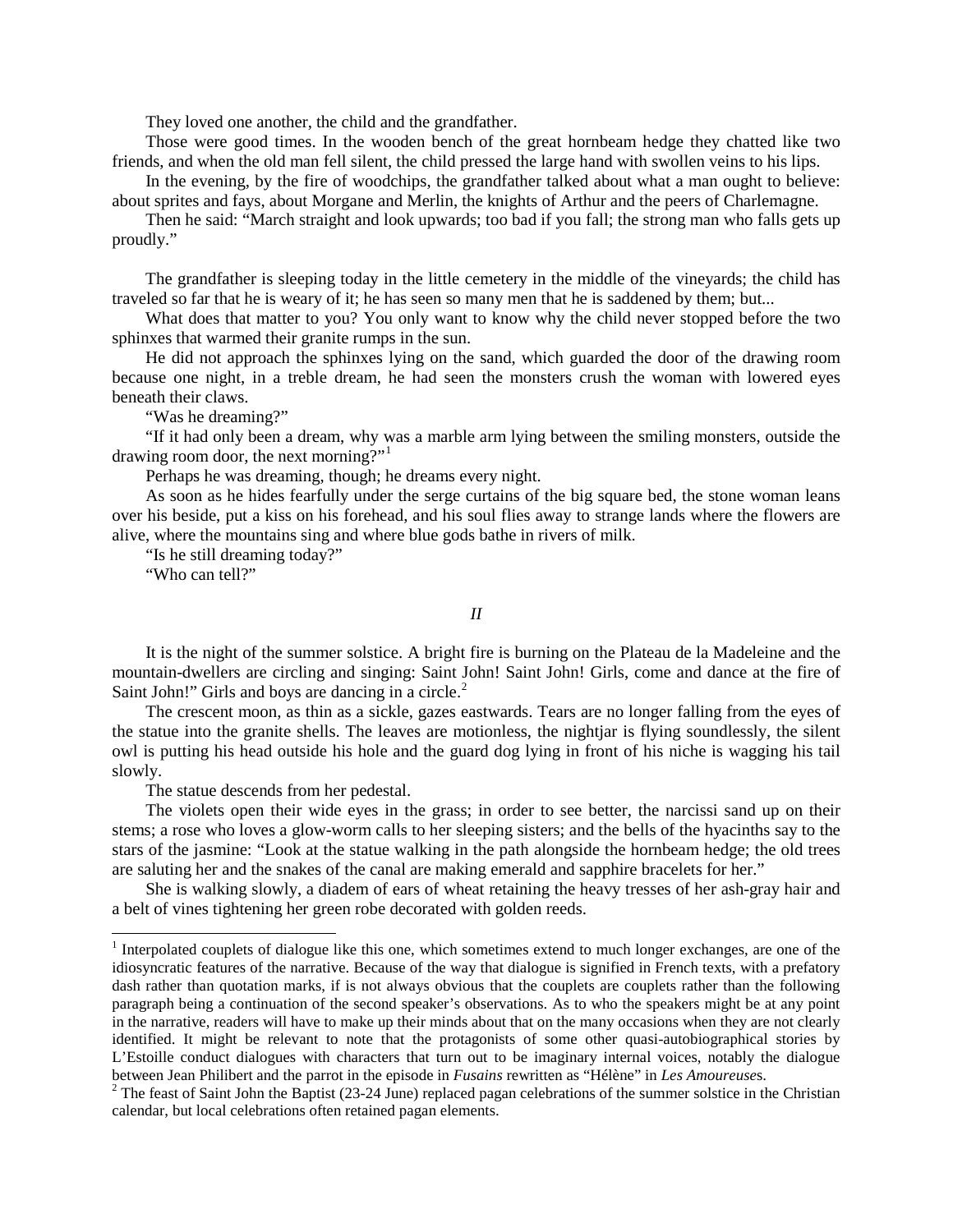They loved one another, the child and the grandfather.

Those were good times. In the wooden bench of the great hornbeam hedge they chatted like two friends, and when the old man fell silent, the child pressed the large hand with swollen veins to his lips.

In the evening, by the fire of woodchips, the grandfather talked about what a man ought to believe: about sprites and fays, about Morgane and Merlin, the knights of Arthur and the peers of Charlemagne.

Then he said: "March straight and look upwards; too bad if you fall; the strong man who falls gets up proudly."

The grandfather is sleeping today in the little cemetery in the middle of the vineyards; the child has traveled so far that he is weary of it; he has seen so many men that he is saddened by them; but...

What does that matter to you? You only want to know why the child never stopped before the two sphinxes that warmed their granite rumps in the sun.

He did not approach the sphinxes lying on the sand, which guarded the door of the drawing room because one night, in a treble dream, he had seen the monsters crush the woman with lowered eyes beneath their claws.

"Was he dreaming?"

"If it had only been a dream, why was a marble arm lying between the smiling monsters, outside the drawing room door, the next morning?"[1]

Perhaps he was dreaming, though; he dreams every night.

As soon as he hides fearfully under the serge curtains of the big square bed, the stone woman leans over his beside, put a kiss on his forehead, and his soul flies away to strange lands where the flowers are alive, where the mountains sing and where blue gods bathe in rivers of milk.

"Is he still dreaming today?"

"Who can tell?"

## *II*

It is the night of the summer solstice. A bright fire is burning on the Plateau de la Madeleine and the mountain-dwellers are circling and singing: Saint John! Saint John! Girls, come and dance at the fire of Saint John!" Girls and boys are dancing in a circle.[2]

The crescent moon, as thin as a sickle, gazes eastwards. Tears are no longer falling from the eyes of the statue into the granite shells. The leaves are motionless, the nightjar is flying soundlessly, the silent owl is putting his head outside his hole and the guard dog lying in front of his niche is wagging his tail slowly.

The statue descends from her pedestal.

The violets open their wide eyes in the grass; in order to see better, the narcissi sand up on their stems; a rose who loves a glow-worm calls to her sleeping sisters; and the bells of the hyacinths say to the stars of the jasmine: "Look at the statue walking in the path alongside the hornbeam hedge; the old trees are saluting her and the snakes of the canal are making emerald and sapphire bracelets for her."

She is walking slowly, a diadem of ears of wheat retaining the heavy tresses of her ash-gray hair and a belt of vines tightening her green robe decorated with golden reeds.

---

[1] Interpolated couplets of dialogue like this one, which sometimes extend to much longer exchanges, are one of the idiosyncratic features of the narrative. Because of the way that dialogue is signified in French texts, with a prefatory dash rather than quotation marks, if is not always obvious that the couplets are couplets rather than the following paragraph being a continuation of the second speaker's observations. As to who the speakers might be at any point in the narrative, readers will have to make up their minds about that on the many occasions when they are not clearly identified. It might be relevant to note that the protagonists of some other quasi-autobiographical stories by L'Estoille conduct dialogues with characters that turn out to be imaginary internal voices, notably the dialogue between Jean Philibert and the parrot in the episode in *Fusains* rewritten as "Hélène" in *Les Amoureuses*.

[2] The feast of Saint John the Baptist (23-24 June) replaced pagan celebrations of the summer solstice in the Christian calendar, but local celebrations often retained pagan elements.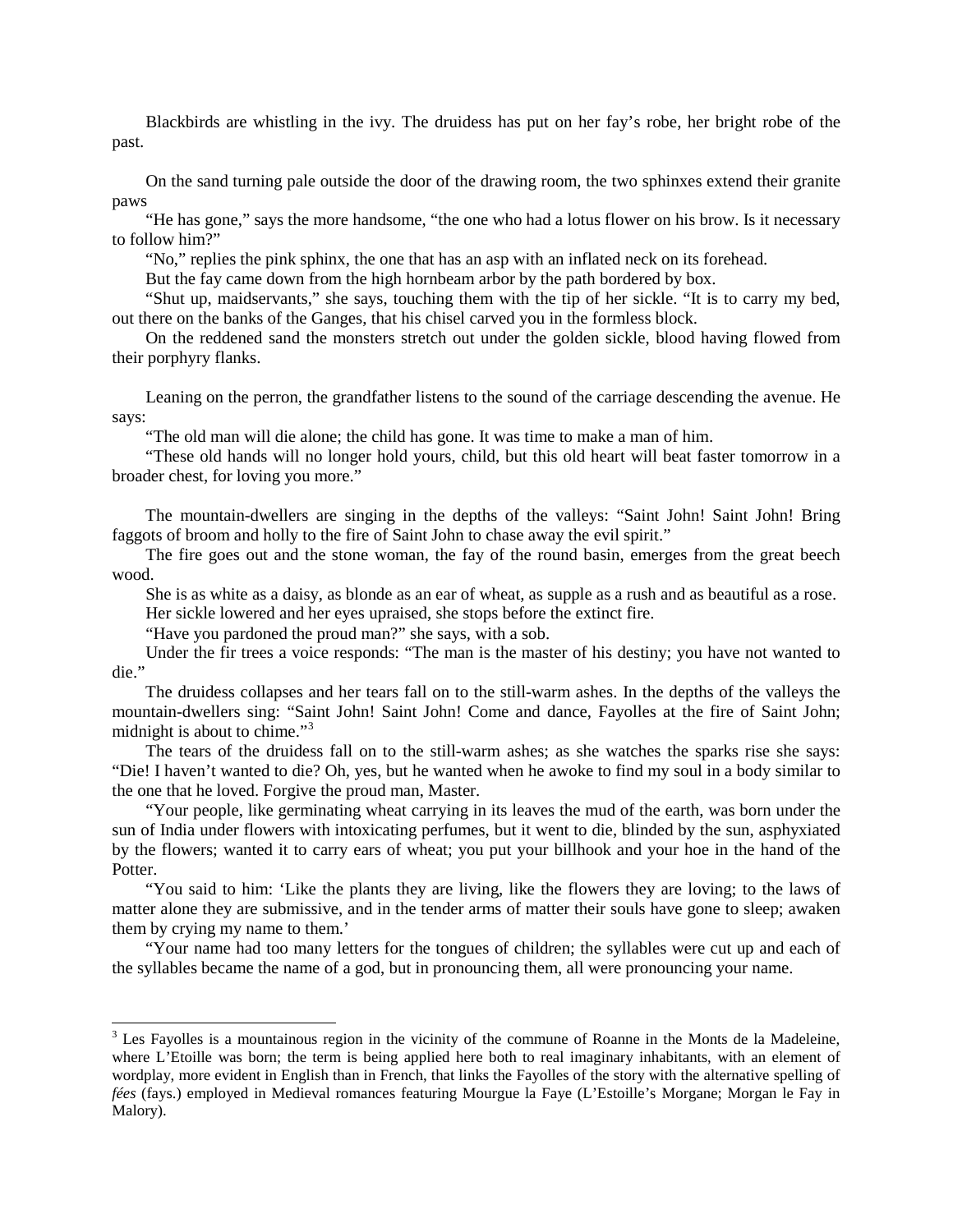Blackbirds are whistling in the ivy. The druidess has put on her fay's robe, her bright robe of the past.

On the sand turning pale outside the door of the drawing room, the two sphinxes extend their granite paws

"He has gone," says the more handsome, "the one who had a lotus flower on his brow. Is it necessary to follow him?"

"No," replies the pink sphinx, the one that has an asp with an inflated neck on its forehead.

But the fay came down from the high hornbeam arbor by the path bordered by box.

"Shut up, maidservants," she says, touching them with the tip of her sickle. "It is to carry my bed, out there on the banks of the Ganges, that his chisel carved you in the formless block.

On the reddened sand the monsters stretch out under the golden sickle, blood having flowed from their porphyry flanks.

Leaning on the perron, the grandfather listens to the sound of the carriage descending the avenue. He says:

"The old man will die alone; the child has gone. It was time to make a man of him.

"These old hands will no longer hold yours, child, but this old heart will beat faster tomorrow in a broader chest, for loving you more."

The mountain-dwellers are singing in the depths of the valleys: "Saint John! Saint John! Bring faggots of broom and holly to the fire of Saint John to chase away the evil spirit."

The fire goes out and the stone woman, the fay of the round basin, emerges from the great beech wood.

She is as white as a daisy, as blonde as an ear of wheat, as supple as a rush and as beautiful as a rose.

Her sickle lowered and her eyes upraised, she stops before the extinct fire.

"Have you pardoned the proud man?" she says, with a sob.

Under the fir trees a voice responds: "The man is the master of his destiny; you have not wanted to die."

The druidess collapses and her tears fall on to the still-warm ashes. In the depths of the valleys the mountain-dwellers sing: "Saint John! Saint John! Come and dance, Fayolles at the fire of Saint John; midnight is about to chime."[3]

The tears of the druidess fall on to the still-warm ashes; as she watches the sparks rise she says: "Die! I haven't wanted to die? Oh, yes, but he wanted when he awoke to find my soul in a body similar to the one that he loved. Forgive the proud man, Master.

"Your people, like germinating wheat carrying in its leaves the mud of the earth, was born under the sun of India under flowers with intoxicating perfumes, but it went to die, blinded by the sun, asphyxiated by the flowers; wanted it to carry ears of wheat; you put your billhook and your hoe in the hand of the Potter.

"You said to him: 'Like the plants they are living, like the flowers they are loving; to the laws of matter alone they are submissive, and in the tender arms of matter their souls have gone to sleep; awaken them by crying my name to them.'

"Your name had too many letters for the tongues of children; the syllables were cut up and each of the syllables became the name of a god, but in pronouncing them, all were pronouncing your name.

---

[3] Les Fayolles is a mountainous region in the vicinity of the commune of Roanne in the Monts de la Madeleine, where L'Etoille was born; the term is being applied here both to real imaginary inhabitants, with an element of wordplay, more evident in English than in French, that links the Fayolles of the story with the alternative spelling of *fées* (fays.) employed in Medieval romances featuring Mourgue la Faye (L'Estoille's Morgane; Morgan le Fay in Malory).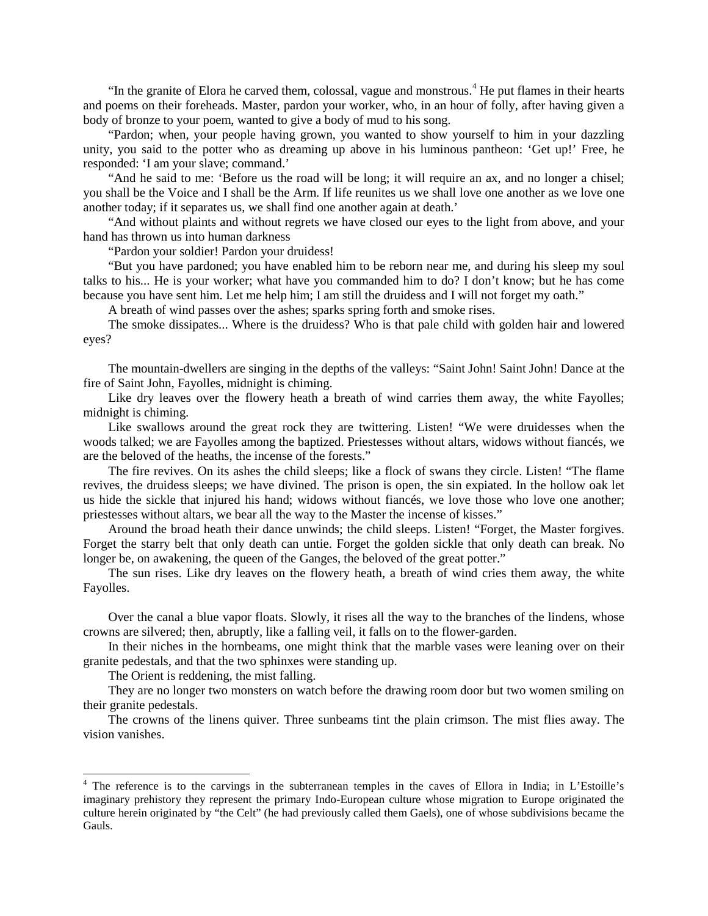"In the granite of Elora he carved them, colossal, vague and monstrous.[4] He put flames in their hearts and poems on their foreheads. Master, pardon your worker, who, in an hour of folly, after having given a body of bronze to your poem, wanted to give a body of mud to his song.

"Pardon; when, your people having grown, you wanted to show yourself to him in your dazzling unity, you said to the potter who as dreaming up above in his luminous pantheon: 'Get up!' Free, he responded: 'I am your slave; command.'

"And he said to me: 'Before us the road will be long; it will require an ax, and no longer a chisel; you shall be the Voice and I shall be the Arm. If life reunites us we shall love one another as we love one another today; if it separates us, we shall find one another again at death.'

"And without plaints and without regrets we have closed our eyes to the light from above, and your hand has thrown us into human darkness

"Pardon your soldier! Pardon your druidess!

"But you have pardoned; you have enabled him to be reborn near me, and during his sleep my soul talks to his... He is your worker; what have you commanded him to do? I don't know; but he has come because you have sent him. Let me help him; I am still the druidess and I will not forget my oath."

A breath of wind passes over the ashes; sparks spring forth and smoke rises.

The smoke dissipates... Where is the druidess? Who is that pale child with golden hair and lowered eyes?

The mountain-dwellers are singing in the depths of the valleys: "Saint John! Saint John! Dance at the fire of Saint John, Fayolles, midnight is chiming.

Like dry leaves over the flowery heath a breath of wind carries them away, the white Fayolles; midnight is chiming.

Like swallows around the great rock they are twittering. Listen! "We were druidesses when the woods talked; we are Fayolles among the baptized. Priestesses without altars, widows without fiancés, we are the beloved of the heaths, the incense of the forests."

The fire revives. On its ashes the child sleeps; like a flock of swans they circle. Listen! "The flame revives, the druidess sleeps; we have divined. The prison is open, the sin expiated. In the hollow oak let us hide the sickle that injured his hand; widows without fiancés, we love those who love one another; priestesses without altars, we bear all the way to the Master the incense of kisses."

Around the broad heath their dance unwinds; the child sleeps. Listen! "Forget, the Master forgives. Forget the starry belt that only death can untie. Forget the golden sickle that only death can break. No longer be, on awakening, the queen of the Ganges, the beloved of the great potter."

The sun rises. Like dry leaves on the flowery heath, a breath of wind cries them away, the white Fayolles.

Over the canal a blue vapor floats. Slowly, it rises all the way to the branches of the lindens, whose crowns are silvered; then, abruptly, like a falling veil, it falls on to the flower-garden.

In their niches in the hornbeams, one might think that the marble vases were leaning over on their granite pedestals, and that the two sphinxes were standing up.

The Orient is reddening, the mist falling.

They are no longer two monsters on watch before the drawing room door but two women smiling on their granite pedestals.

The crowns of the linens quiver. Three sunbeams tint the plain crimson. The mist flies away. The vision vanishes.

---

[4] The reference is to the carvings in the subterranean temples in the caves of Ellora in India; in L'Estoille's imaginary prehistory they represent the primary Indo-European culture whose migration to Europe originated the culture herein originated by "the Celt" (he had previously called them Gaels), one of whose subdivisions became the Gauls.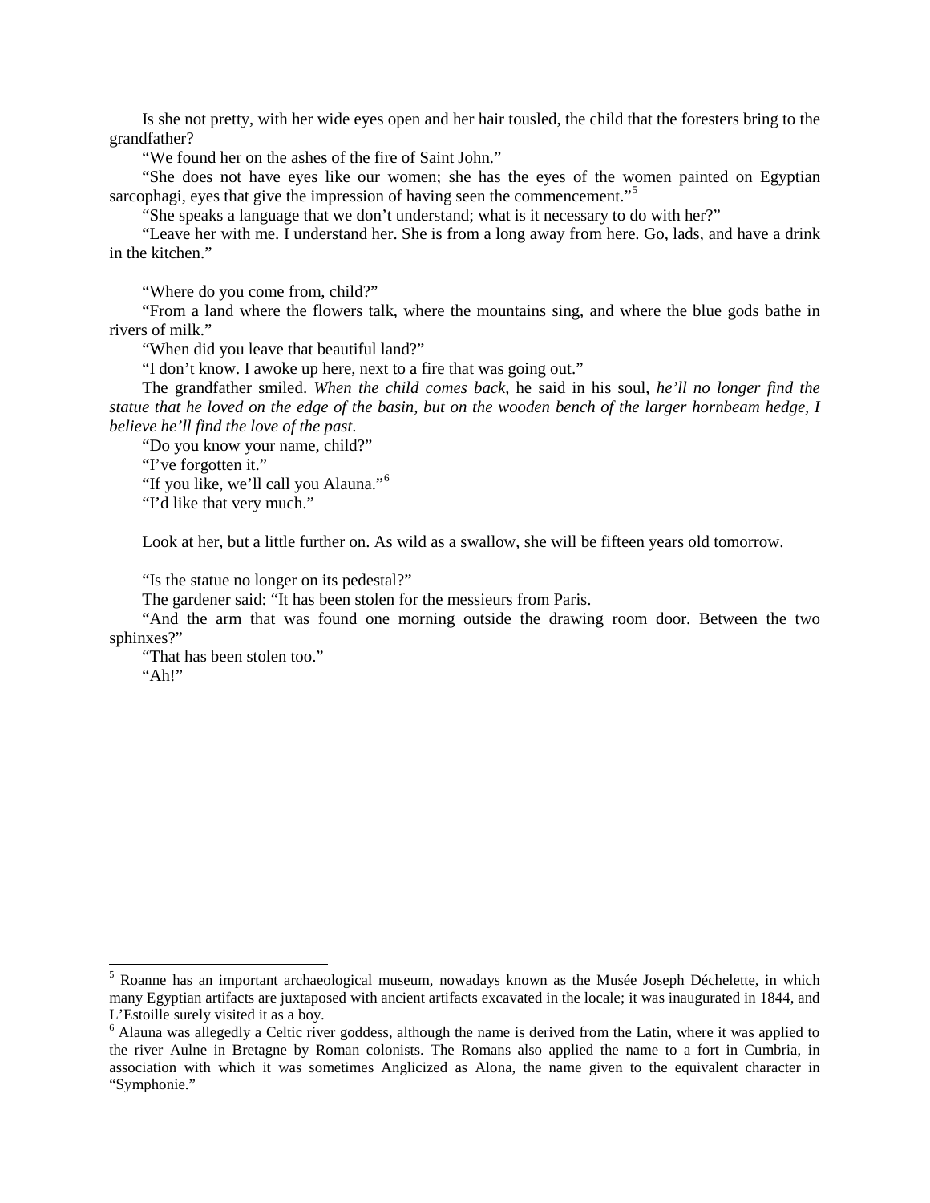Is she not pretty, with her wide eyes open and her hair tousled, the child that the foresters bring to the grandfather?

"We found her on the ashes of the fire of Saint John."

"She does not have eyes like our women; she has the eyes of the women painted on Egyptian sarcophagi, eyes that give the impression of having seen the commencement."[5]

"She speaks a language that we don't understand; what is it necessary to do with her?"

"Leave her with me. I understand her. She is from a long away from here. Go, lads, and have a drink in the kitchen."

"Where do you come from, child?"

"From a land where the flowers talk, where the mountains sing, and where the blue gods bathe in rivers of milk."

"When did you leave that beautiful land?"

"I don't know. I awoke up here, next to a fire that was going out."

The grandfather smiled. *When the child comes back,* he said in his soul, *he'll no longer find the statue that he loved on the edge of the basin, but on the wooden bench of the larger hornbeam hedge, I believe he'll find the love of the past.*

"Do you know your name, child?"

"I've forgotten it."

"If you like, we'll call you Alauna."[6]

"I'd like that very much."

Look at her, but a little further on. As wild as a swallow, she will be fifteen years old tomorrow.

"Is the statue no longer on its pedestal?"

The gardener said: "It has been stolen for the messieurs from Paris.

"And the arm that was found one morning outside the drawing room door. Between the two sphinxes?"

"That has been stolen too."

"Ah!"

---

[5] Roanne has an important archaeological museum, nowadays known as the Musée Joseph Déchelette, in which many Egyptian artifacts are juxtaposed with ancient artifacts excavated in the locale; it was inaugurated in 1844, and L'Estoille surely visited it as a boy.

[6] Alauna was allegedly a Celtic river goddess, although the name is derived from the Latin, where it was applied to the river Aulne in Bretagne by Roman colonists. The Romans also applied the name to a fort in Cumbria, in association with which it was sometimes Anglicized as Alona, the name given to the equivalent character in "Symphonie."